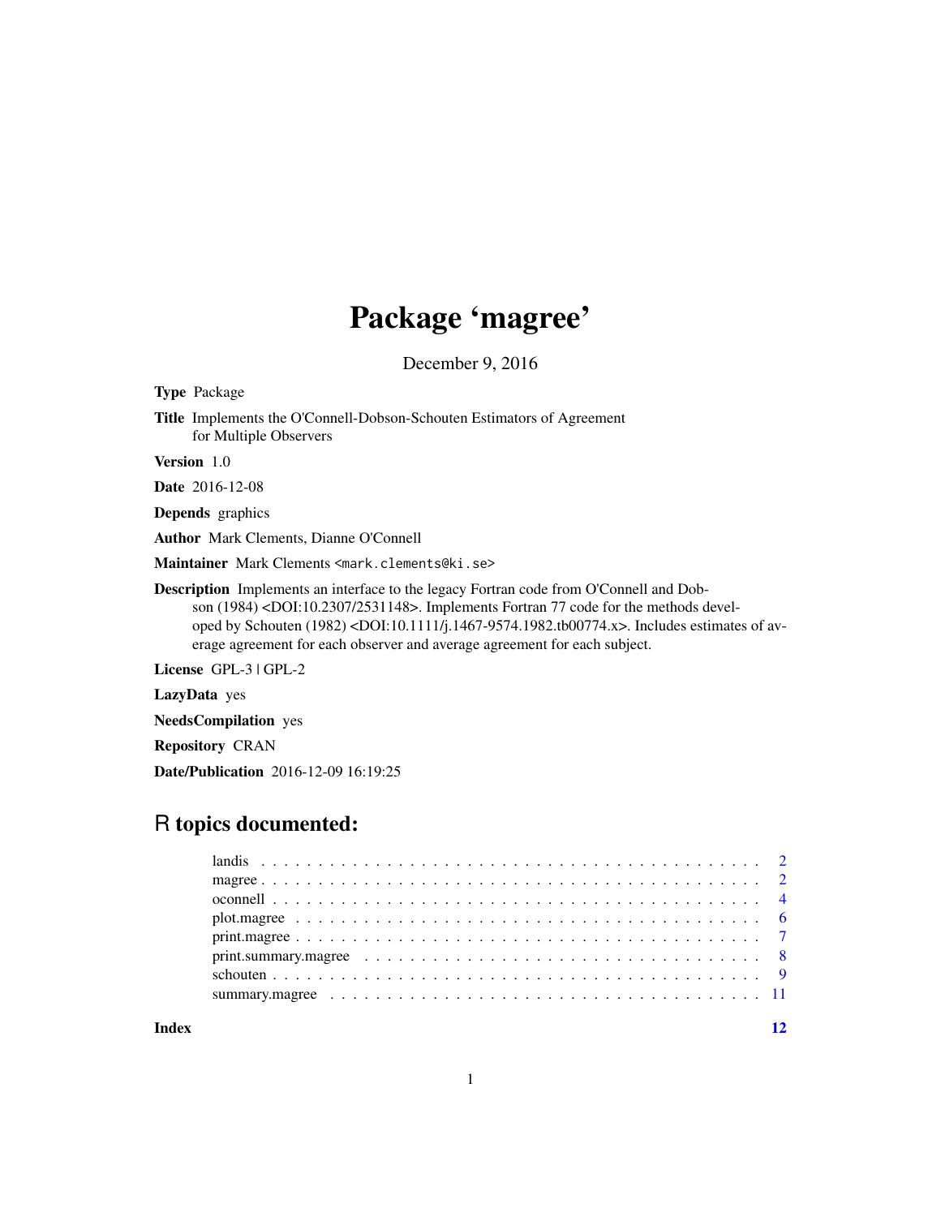# Package 'magree'

December 9, 2016

**Type** Package

**Title** Implements the O'Connell-Dobson-Schouten Estimators of Agreement for Multiple Observers

**Version** 1.0

**Date** 2016-12-08

**Depends** graphics

**Author** Mark Clements, Dianne O'Connell

**Maintainer** Mark Clements <mark.clements@ki.se>

**Description** Implements an interface to the legacy Fortran code from O'Connell and Dobson (1984) <DOI:10.2307/2531148>. Implements Fortran 77 code for the methods developed by Schouten (1982) <DOI:10.1111/j.1467-9574.1982.tb00774.x>. Includes estimates of average agreement for each observer and average agreement for each subject.

**License** GPL-3 | GPL-2

**LazyData** yes

**NeedsCompilation** yes

**Repository** CRAN

**Date/Publication** 2016-12-09 16:19:25

## R topics documented:

- landis . . . . . . . . . . 2
- magree . . . . . . . . . . 2
- oconnell . . . . . . . . . . 4
- plot.magree . . . . . . . . . . 6
- print.magree . . . . . . . . . . 7
- print.summary.magree . . . . . . . . . . 8
- schouten . . . . . . . . . . 9
- summary.magree . . . . . . . . . . 11

**Index** 12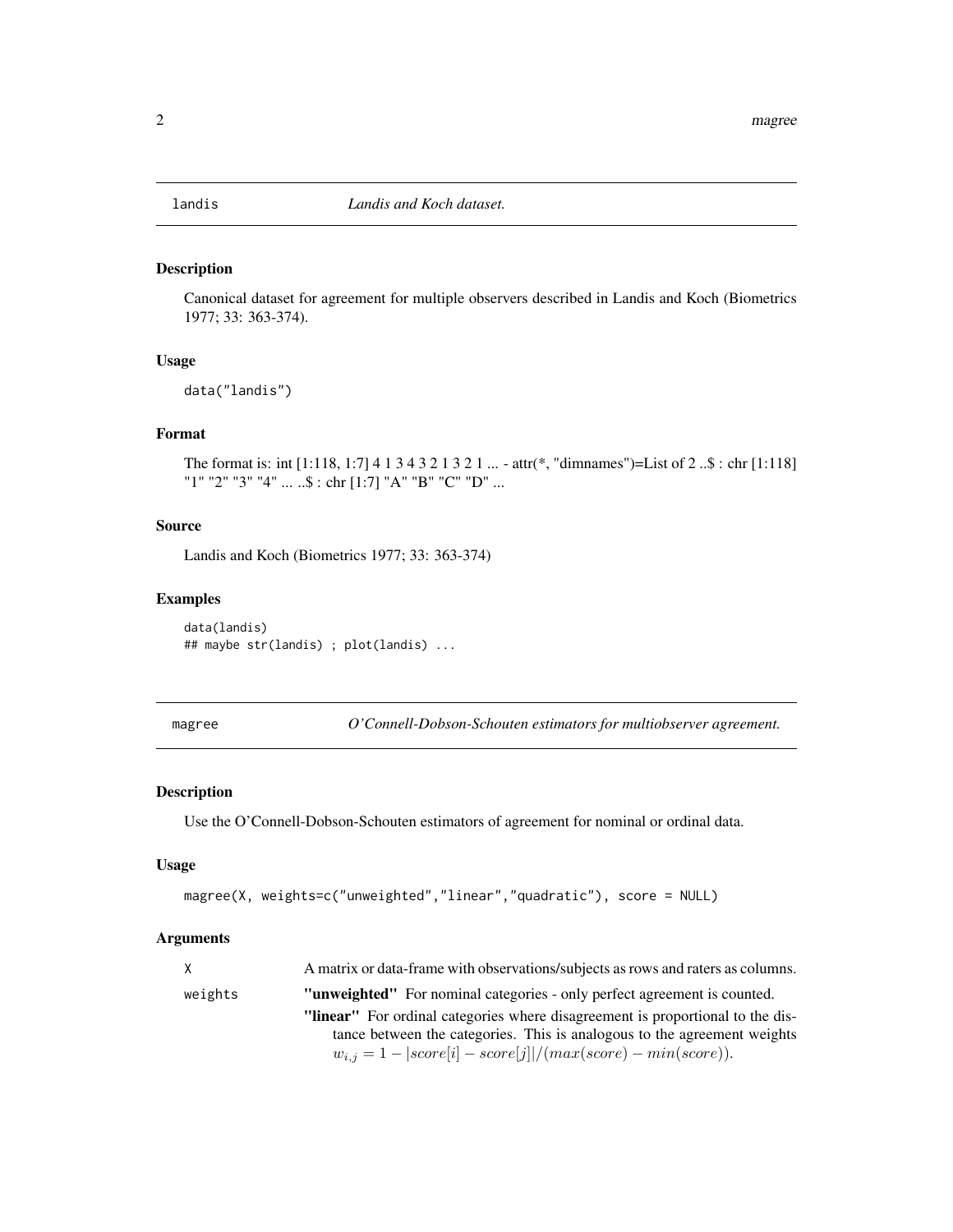# landis *Landis and Koch dataset.*

## Description

Canonical dataset for agreement for multiple observers described in Landis and Koch (Biometrics 1977; 33: 363-374).

## Usage

```
data("landis")
```

## Format

The format is: int [1:118, 1:7] 4 1 3 4 3 2 1 3 2 1 ... - attr(*, "dimnames")=List of 2 ..$ : chr [1:118] "1" "2" "3" "4" ... ..$ : chr [1:7] "A" "B" "C" "D" ...

## Source

Landis and Koch (Biometrics 1977; 33: 363-374)

## Examples

```
data(landis)
## maybe str(landis) ; plot(landis) ...
```

# magree *O'Connell-Dobson-Schouten estimators for multiobserver agreement.*

## Description

Use the O'Connell-Dobson-Schouten estimators of agreement for nominal or ordinal data.

## Usage

```
magree(X, weights=c("unweighted","linear","quadratic"), score = NULL)
```

## Arguments

`X` A matrix or data-frame with observations/subjects as rows and raters as columns.

`weights`
- **"unweighted"** For nominal categories - only perfect agreement is counted.
- **"linear"** For ordinal categories where disagreement is proportional to the distance between the categories. This is analogous to the agreement weights $w_{i,j} = 1 - |score[i] - score[j]|/(max(score) - min(score))$.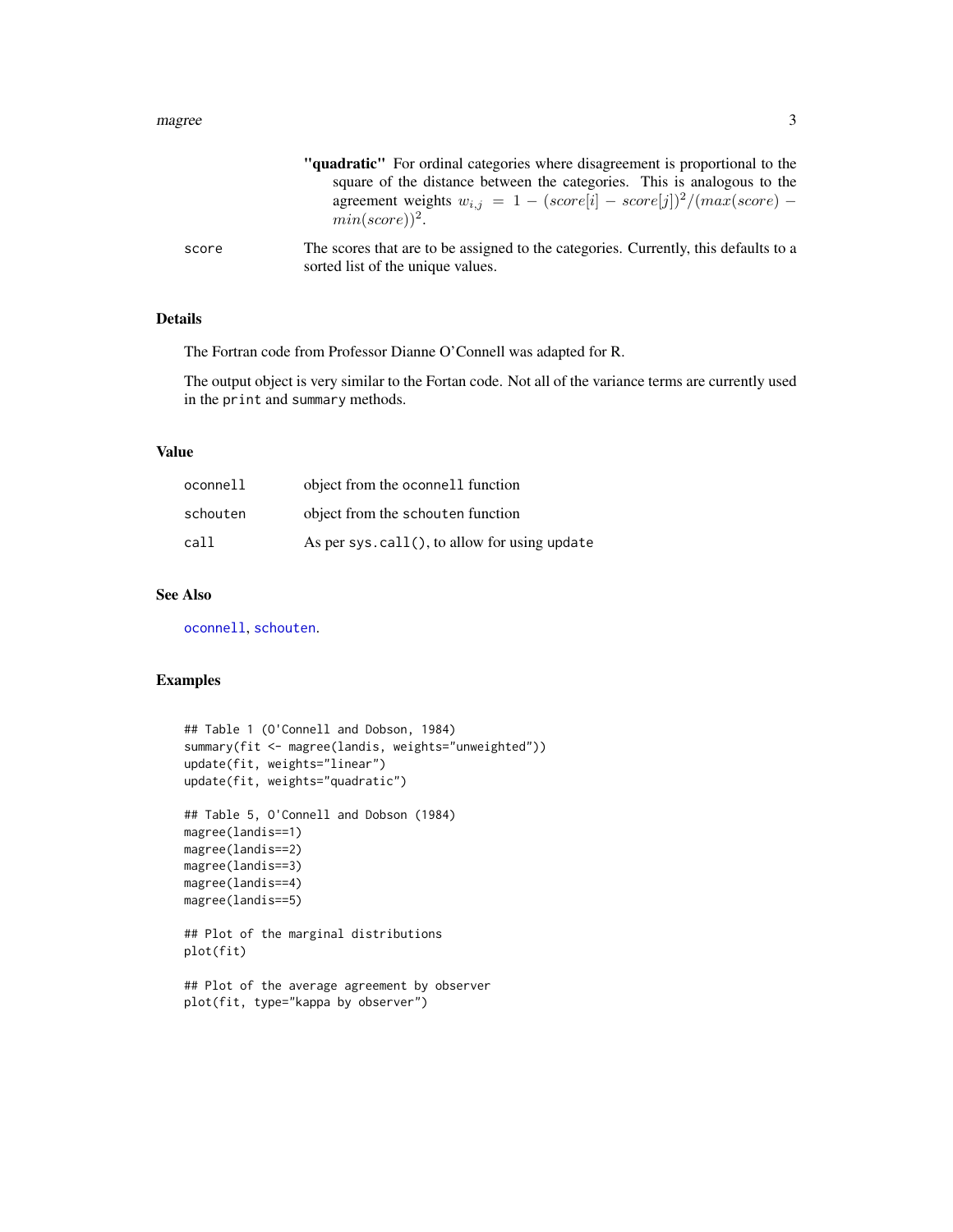**"quadratic"** For ordinal categories where disagreement is proportional to the square of the distance between the categories. This is analogous to the agreement weights $w_{i,j} = 1 - (score[i] - score[j])^2/(max(score) - min(score))^2$.

`score` The scores that are to be assigned to the categories. Currently, this defaults to a sorted list of the unique values.

## Details

The Fortran code from Professor Dianne O'Connell was adapted for R.

The output object is very similar to the Fortan code. Not all of the variance terms are currently used in the `print` and `summary` methods.

## Value

| | |
|---|---|
| `oconnell` | object from the `oconnell` function |
| `schouten` | object from the `schouten` function |
| `call` | As per `sys.call()`, to allow for using `update` |

## See Also

`oconnell`, `schouten`.

## Examples

```
## Table 1 (O'Connell and Dobson, 1984)
summary(fit <- magree(landis, weights="unweighted"))
update(fit, weights="linear")
update(fit, weights="quadratic")

## Table 5, O'Connell and Dobson (1984)
magree(landis==1)
magree(landis==2)
magree(landis==3)
magree(landis==4)
magree(landis==5)

## Plot of the marginal distributions
plot(fit)

## Plot of the average agreement by observer
plot(fit, type="kappa by observer")
```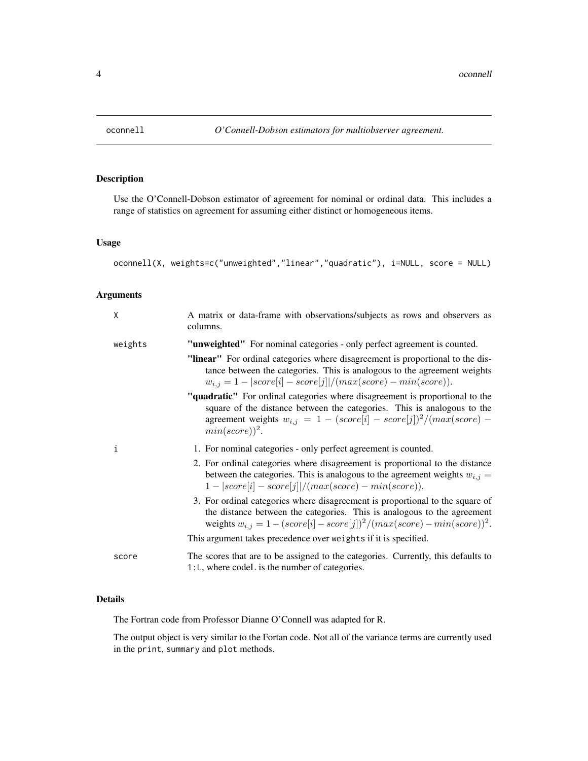# oconnell — *O'Connell-Dobson estimators for multiobserver agreement.*

## Description

Use the O'Connell-Dobson estimator of agreement for nominal or ordinal data. This includes a range of statistics on agreement for assuming either distinct or homogeneous items.

## Usage

```
oconnell(X, weights=c("unweighted","linear","quadratic"), i=NULL, score = NULL)
```

## Arguments

**X** — A matrix or data-frame with observations/subjects as rows and observers as columns.

**weights**

- **"unweighted"** For nominal categories - only perfect agreement is counted.
- **"linear"** For ordinal categories where disagreement is proportional to the distance between the categories. This is analogous to the agreement weights $w_{i,j} = 1 - |score[i] - score[j]|/(max(score) - min(score))$.
- **"quadratic"** For ordinal categories where disagreement is proportional to the square of the distance between the categories. This is analogous to the agreement weights $w_{i,j} = 1 - (score[i] - score[j])^2/(max(score) - min(score))^2$.

**i**

1. For nominal categories - only perfect agreement is counted.
2. For ordinal categories where disagreement is proportional to the distance between the categories. This is analogous to the agreement weights $w_{i,j} = 1 - |score[i] - score[j]|/(max(score) - min(score))$.
3. For ordinal categories where disagreement is proportional to the square of the distance between the categories. This is analogous to the agreement weights $w_{i,j} = 1 - (score[i] - score[j])^2/(max(score) - min(score))^2$.

This argument takes precedence over `weights` if it is specified.

**score** — The scores that are to be assigned to the categories. Currently, this defaults to `1:L`, where codeL is the number of categories.

## Details

The Fortran code from Professor Dianne O'Connell was adapted for R.

The output object is very similar to the Fortan code. Not all of the variance terms are currently used in the `print`, `summary` and `plot` methods.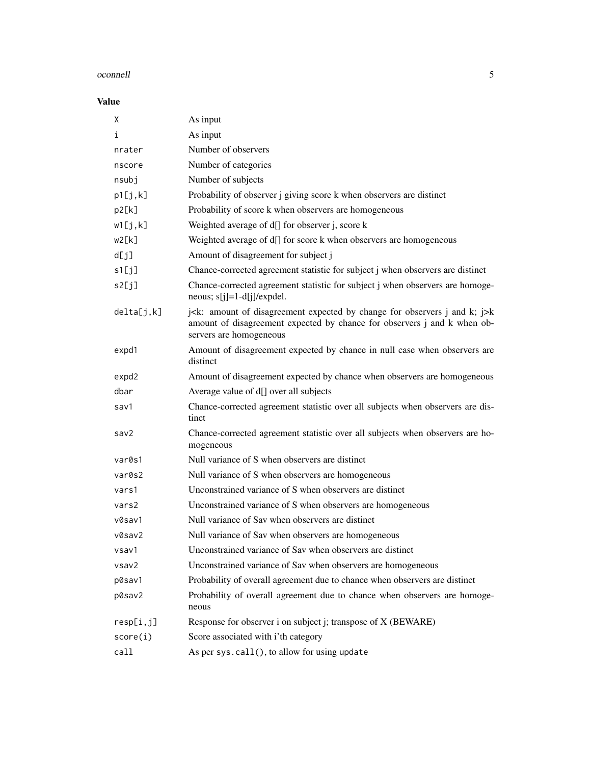## Value

| | |
|---|---|
| X | As input |
| i | As input |
| nrater | Number of observers |
| nscore | Number of categories |
| nsubj | Number of subjects |
| p1[j,k] | Probability of observer j giving score k when observers are distinct |
| p2[k] | Probability of score k when observers are homogeneous |
| w1[j,k] | Weighted average of d[] for observer j, score k |
| w2[k] | Weighted average of d[] for score k when observers are homogeneous |
| d[j] | Amount of disagreement for subject j |
| s1[j] | Chance-corrected agreement statistic for subject j when observers are distinct |
| s2[j] | Chance-corrected agreement statistic for subject j when observers are homogeneous; s[j]=1-d[j]/expdel. |
| delta[j,k] | j<k: amount of disagreement expected by change for observers j and k; j>k amount of disagreement expected by chance for observers j and k when observers are homogeneous |
| expd1 | Amount of disagreement expected by chance in null case when observers are distinct |
| expd2 | Amount of disagreement expected by chance when observers are homogeneous |
| dbar | Average value of d[] over all subjects |
| sav1 | Chance-corrected agreement statistic over all subjects when observers are distinct |
| sav2 | Chance-corrected agreement statistic over all subjects when observers are homogeneous |
| var0s1 | Null variance of S when observers are distinct |
| var0s2 | Null variance of S when observers are homogeneous |
| vars1 | Unconstrained variance of S when observers are distinct |
| vars2 | Unconstrained variance of S when observers are homogeneous |
| v0sav1 | Null variance of Sav when observers are distinct |
| v0sav2 | Null variance of Sav when observers are homogeneous |
| vsav1 | Unconstrained variance of Sav when observers are distinct |
| vsav2 | Unconstrained variance of Sav when observers are homogeneous |
| p0sav1 | Probability of overall agreement due to chance when observers are distinct |
| p0sav2 | Probability of overall agreement due to chance when observers are homogeneous |
| resp[i,j] | Response for observer i on subject j; transpose of X (BEWARE) |
| score(i) | Score associated with i'th category |
| call | As per `sys.call()`, to allow for using `update` |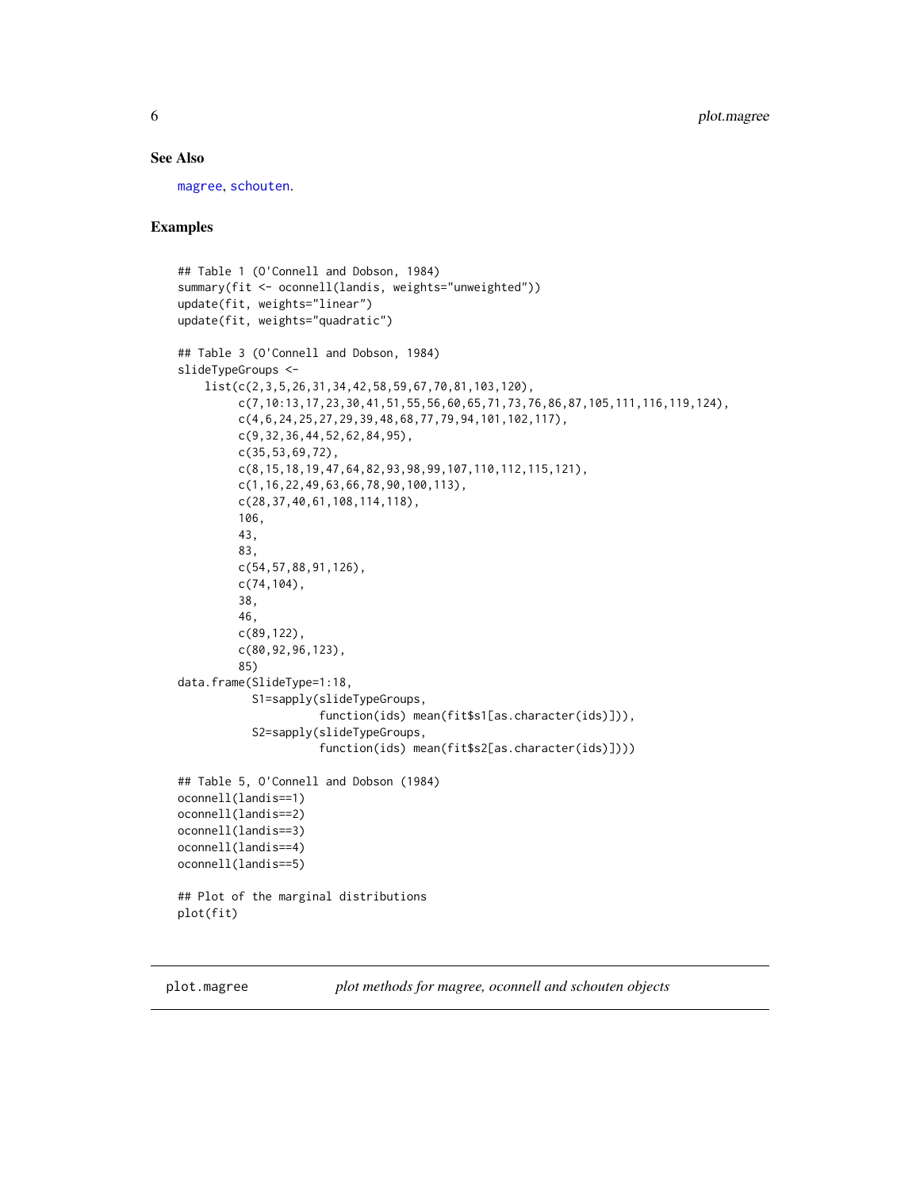## See Also

magree, schouten.

## Examples

```
## Table 1 (O'Connell and Dobson, 1984)
summary(fit <- oconnell(landis, weights="unweighted"))
update(fit, weights="linear")
update(fit, weights="quadratic")

## Table 3 (O'Connell and Dobson, 1984)
slideTypeGroups <-
    list(c(2,3,5,26,31,34,42,58,59,67,70,81,103,120),
         c(7,10:13,17,23,30,41,51,55,56,60,65,71,73,76,86,87,105,111,116,119,124),
         c(4,6,24,25,27,29,39,48,68,77,79,94,101,102,117),
         c(9,32,36,44,52,62,84,95),
         c(35,53,69,72),
         c(8,15,18,19,47,64,82,93,98,99,107,110,112,115,121),
         c(1,16,22,49,63,66,78,90,100,113),
         c(28,37,40,61,108,114,118),
         106,
         43,
         83,
         c(54,57,88,91,126),
         c(74,104),
         38,
         46,
         c(89,122),
         c(80,92,96,123),
         85)
data.frame(SlideType=1:18,
           S1=sapply(slideTypeGroups,
                     function(ids) mean(fit$s1[as.character(ids)])),
           S2=sapply(slideTypeGroups,
                     function(ids) mean(fit$s2[as.character(ids)])))

## Table 5, O'Connell and Dobson (1984)
oconnell(landis==1)
oconnell(landis==2)
oconnell(landis==3)
oconnell(landis==4)
oconnell(landis==5)

## Plot of the marginal distributions
plot(fit)
```

---

plot.magree *plot methods for magree, oconnell and schouten objects*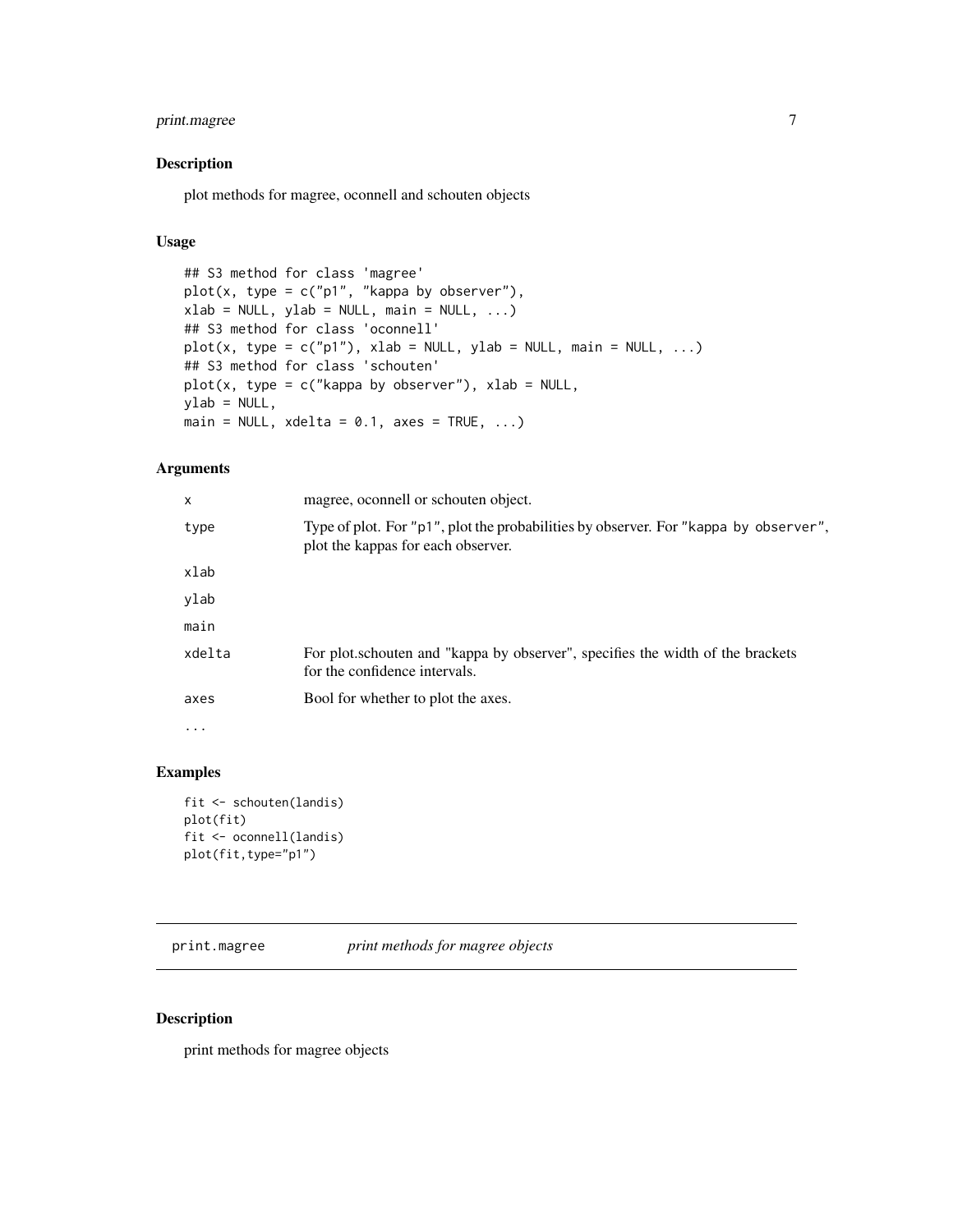## Description

plot methods for magree, oconnell and schouten objects

## Usage

```
## S3 method for class 'magree'
plot(x, type = c("p1", "kappa by observer"),
xlab = NULL, ylab = NULL, main = NULL, ...)
## S3 method for class 'oconnell'
plot(x, type = c("p1"), xlab = NULL, ylab = NULL, main = NULL, ...)
## S3 method for class 'schouten'
plot(x, type = c("kappa by observer"), xlab = NULL,
ylab = NULL,
main = NULL, xdelta = 0.1, axes = TRUE, ...)
```

## Arguments

| | |
|---|---|
| x | magree, oconnell or schouten object. |
| type | Type of plot. For "p1", plot the probabilities by observer. For "kappa by observer", plot the kappas for each observer. |
| xlab | |
| ylab | |
| main | |
| xdelta | For plot.schouten and "kappa by observer", specifies the width of the brackets for the confidence intervals. |
| axes | Bool for whether to plot the axes. |
| ... | |

## Examples

```
fit <- schouten(landis)
plot(fit)
fit <- oconnell(landis)
plot(fit,type="p1")
```

---

# print.magree — *print methods for magree objects*

## Description

print methods for magree objects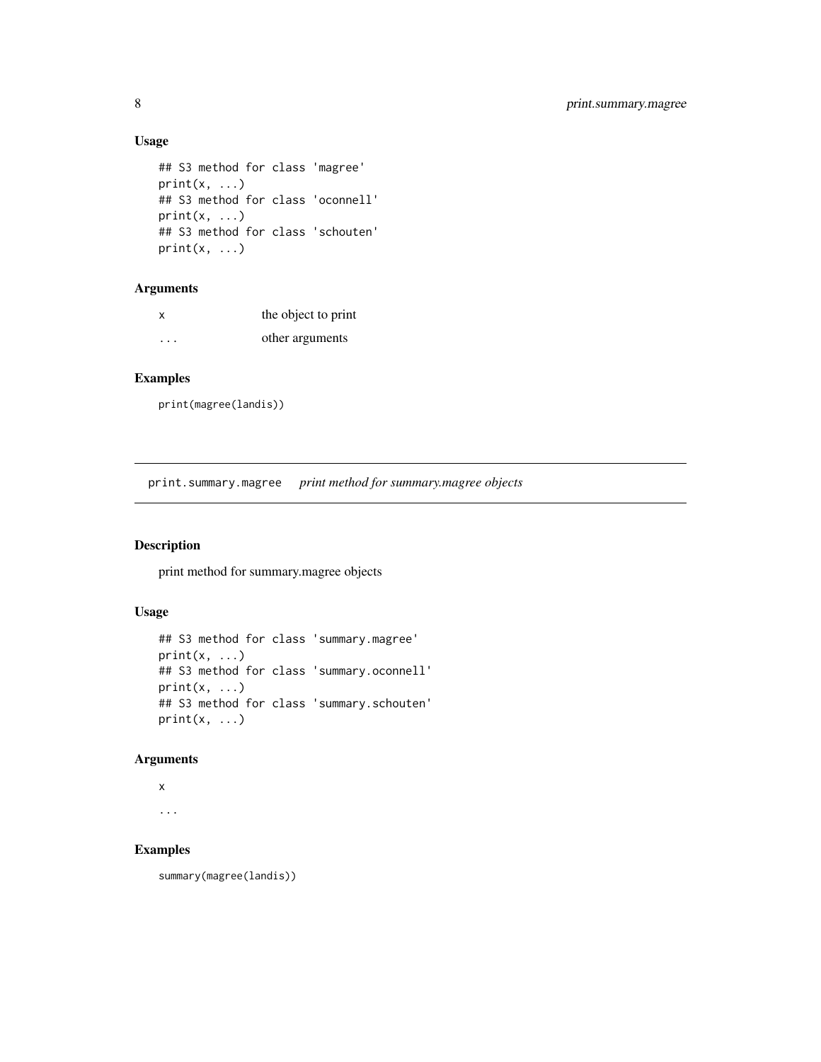### Usage

```
## S3 method for class 'magree'
print(x, ...)
## S3 method for class 'oconnell'
print(x, ...)
## S3 method for class 'schouten'
print(x, ...)
```

### Arguments

| | |
|---|---|
| x | the object to print |
| ... | other arguments |

### Examples

```
print(magree(landis))
```

---

## print.summary.magree *print method for summary.magree objects*

### Description

print method for summary.magree objects

### Usage

```
## S3 method for class 'summary.magree'
print(x, ...)
## S3 method for class 'summary.oconnell'
print(x, ...)
## S3 method for class 'summary.schouten'
print(x, ...)
```

### Arguments

x

...

### Examples

```
summary(magree(landis))
```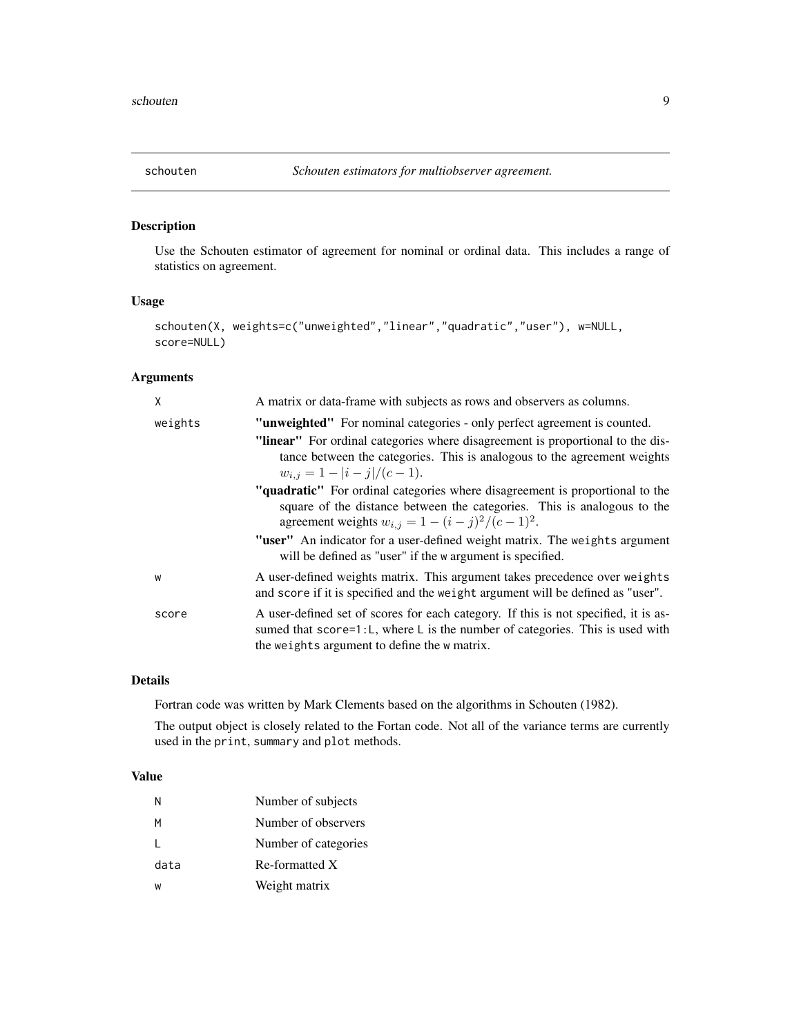## schouten — *Schouten estimators for multiobserver agreement.*

### Description

Use the Schouten estimator of agreement for nominal or ordinal data. This includes a range of statistics on agreement.

### Usage

```
schouten(X, weights=c("unweighted","linear","quadratic","user"), w=NULL,
score=NULL)
```

### Arguments

| | |
|---|---|
| `X` | A matrix or data-frame with subjects as rows and observers as columns. |
| `weights` | **"unweighted"** For nominal categories - only perfect agreement is counted.<br>**"linear"** For ordinal categories where disagreement is proportional to the distance between the categories. This is analogous to the agreement weights $w_{i,j} = 1 - \lvert i-j \rvert/(c-1)$.<br>**"quadratic"** For ordinal categories where disagreement is proportional to the square of the distance between the categories. This is analogous to the agreement weights $w_{i,j} = 1 - (i-j)^2/(c-1)^2$.<br>**"user"** An indicator for a user-defined weight matrix. The `weights` argument will be defined as "user" if the `w` argument is specified. |
| `w` | A user-defined weights matrix. This argument takes precedence over `weights` and `score` if it is specified and the `weight` argument will be defined as "user". |
| `score` | A user-defined set of scores for each category. If this is not specified, it is assumed that `score=1:L`, where `L` is the number of categories. This is used with the `weights` argument to define the `w` matrix. |

### Details

Fortran code was written by Mark Clements based on the algorithms in Schouten (1982).

The output object is closely related to the Fortan code. Not all of the variance terms are currently used in the `print`, `summary` and `plot` methods.

### Value

| | |
|---|---|
| `N` | Number of subjects |
| `M` | Number of observers |
| `L` | Number of categories |
| `data` | Re-formatted X |
| `w` | Weight matrix |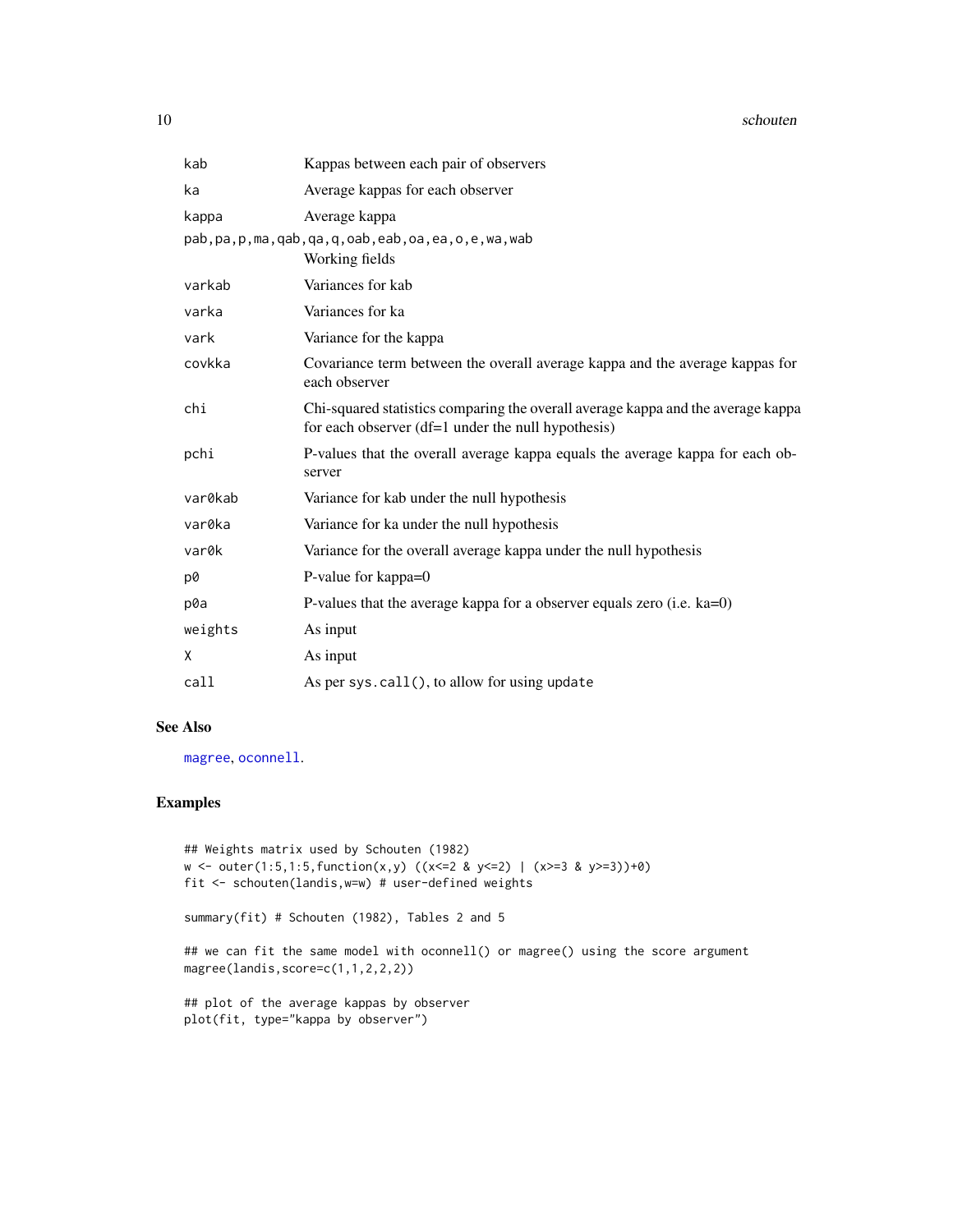| | |
|---|---|
| `kab` | Kappas between each pair of observers |
| `ka` | Average kappas for each observer |
| `kappa` | Average kappa |
| `pab,pa,p,ma,qab,qa,q,oab,eab,oa,ea,o,e,wa,wab` | Working fields |
| `varkab` | Variances for kab |
| `varka` | Variances for ka |
| `vark` | Variance for the kappa |
| `covkka` | Covariance term between the overall average kappa and the average kappas for each observer |
| `chi` | Chi-squared statistics comparing the overall average kappa and the average kappa for each observer (df=1 under the null hypothesis) |
| `pchi` | P-values that the overall average kappa equals the average kappa for each observer |
| `var0kab` | Variance for kab under the null hypothesis |
| `var0ka` | Variance for ka under the null hypothesis |
| `var0k` | Variance for the overall average kappa under the null hypothesis |
| `p0` | P-value for kappa=0 |
| `p0a` | P-values that the average kappa for a observer equals zero (i.e. ka=0) |
| `weights` | As input |
| `X` | As input |
| `call` | As per `sys.call()`, to allow for using `update` |

## See Also

`magree`, `oconnell`.

## Examples

```
## Weights matrix used by Schouten (1982)
w <- outer(1:5,1:5,function(x,y) ((x<=2 & y<=2) | (x>=3 & y>=3))+0)
fit <- schouten(landis,w=w) # user-defined weights

summary(fit) # Schouten (1982), Tables 2 and 5

## we can fit the same model with oconnell() or magree() using the score argument
magree(landis,score=c(1,1,2,2,2))

## plot of the average kappas by observer
plot(fit, type="kappa by observer")
```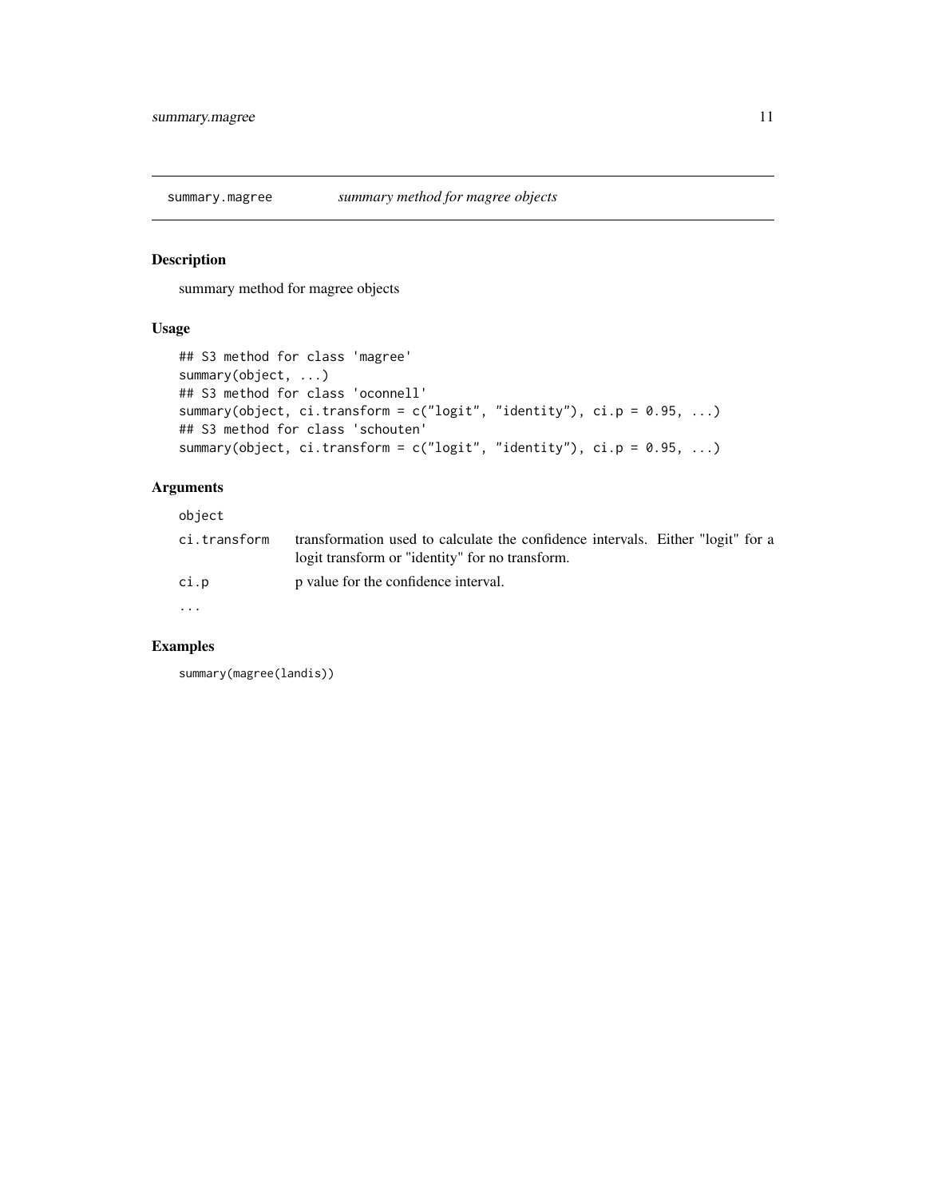summary.magree — *summary method for magree objects*

## Description

summary method for magree objects

## Usage

```
## S3 method for class 'magree'
summary(object, ...)
## S3 method for class 'oconnell'
summary(object, ci.transform = c("logit", "identity"), ci.p = 0.95, ...)
## S3 method for class 'schouten'
summary(object, ci.transform = c("logit", "identity"), ci.p = 0.95, ...)
```

## Arguments

| | |
|---|---|
| `object` | |
| `ci.transform` | transformation used to calculate the confidence intervals. Either "logit" for a logit transform or "identity" for no transform. |
| `ci.p` | p value for the confidence interval. |
| `...` | |

## Examples

```
summary(magree(landis))
```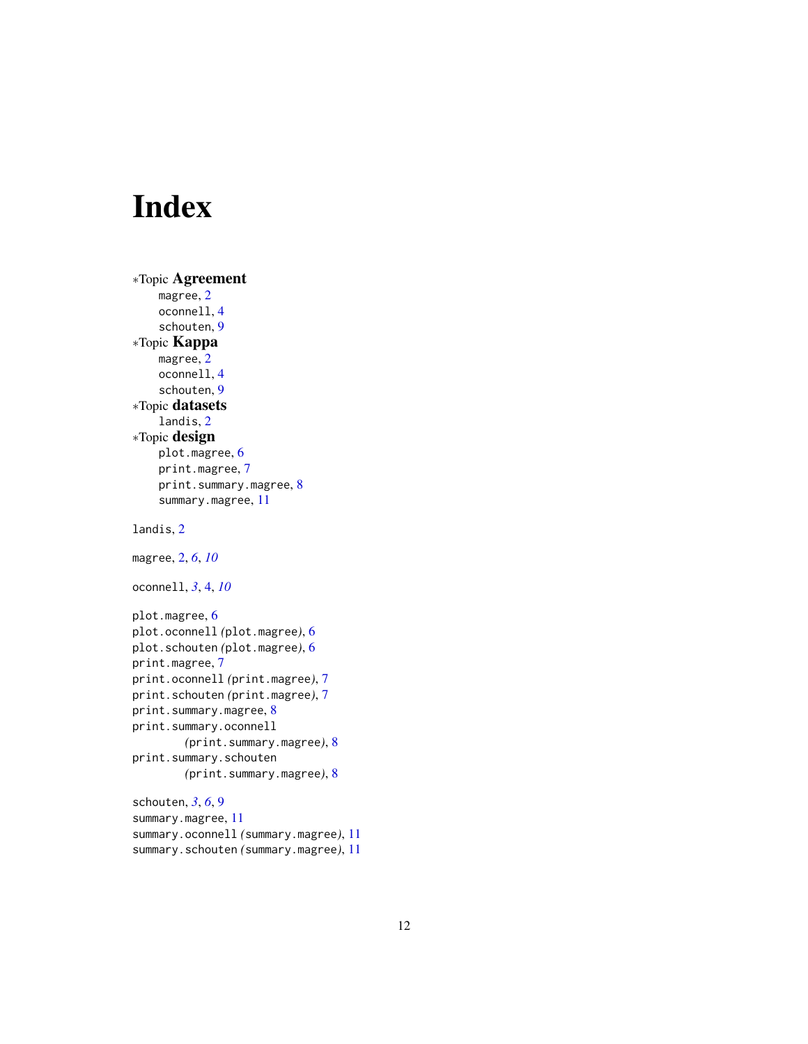# Index

*Topic **Agreement**
- magree, 2
- oconnell, 4
- schouten, 9

*Topic **Kappa**
- magree, 2
- oconnell, 4
- schouten, 9

*Topic **datasets**
- landis, 2

*Topic **design**
- plot.magree, 6
- print.magree, 7
- print.summary.magree, 8
- summary.magree, 11

landis, 2

magree, 2, *6*, *10*

oconnell, *3*, 4, *10*

plot.magree, 6
plot.oconnell *(*plot.magree*)*, 6
plot.schouten *(*plot.magree*)*, 6
print.magree, 7
print.oconnell *(*print.magree*)*, 7
print.schouten *(*print.magree*)*, 7
print.summary.magree, 8
print.summary.oconnell *(*print.summary.magree*)*, 8
print.summary.schouten *(*print.summary.magree*)*, 8

schouten, *3*, *6*, 9
summary.magree, 11
summary.oconnell *(*summary.magree*)*, 11
summary.schouten *(*summary.magree*)*, 11